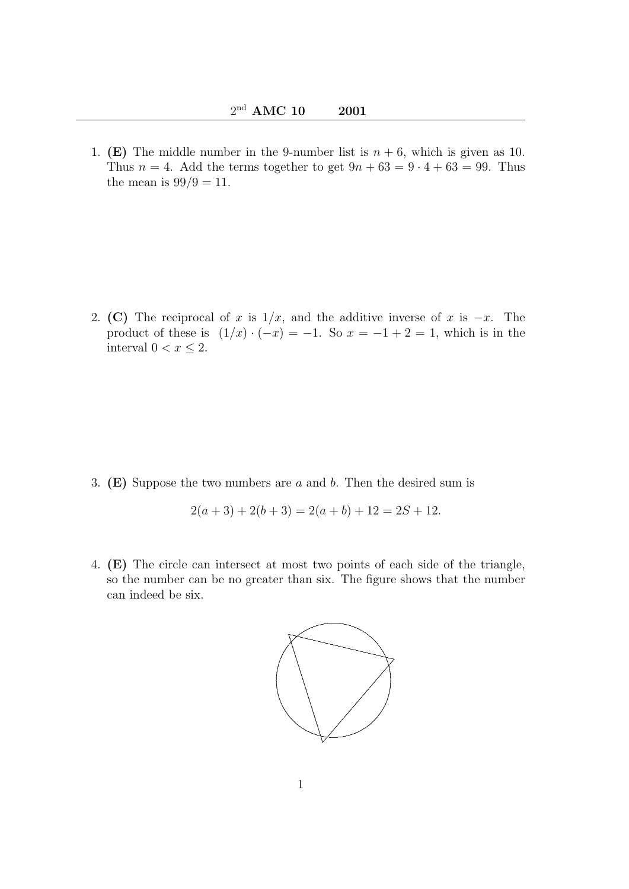# $2^{\text{nd}}$ AMC 10 2001

1. **(E)** The middle number in the 9-number list is $n + 6$, which is given as 10. Thus $n = 4$. Add the terms together to get $9n + 63 = 9 \cdot 4 + 63 = 99$. Thus the mean is $99/9 = 11$.

2. **(C)** The reciprocal of $x$ is $1/x$, and the additive inverse of $x$ is $-x$. The product of these is $(1/x) \cdot (-x) = -1$. So $x = -1 + 2 = 1$, which is in the interval $0 < x \leq 2$.

3. **(E)** Suppose the two numbers are $a$ and $b$. Then the desired sum is

$$2(a + 3) + 2(b + 3) = 2(a + b) + 12 = 2S + 12.$$

4. **(E)** The circle can intersect at most two points of each side of the triangle, so the number can be no greater than six. The figure shows that the number can indeed be six.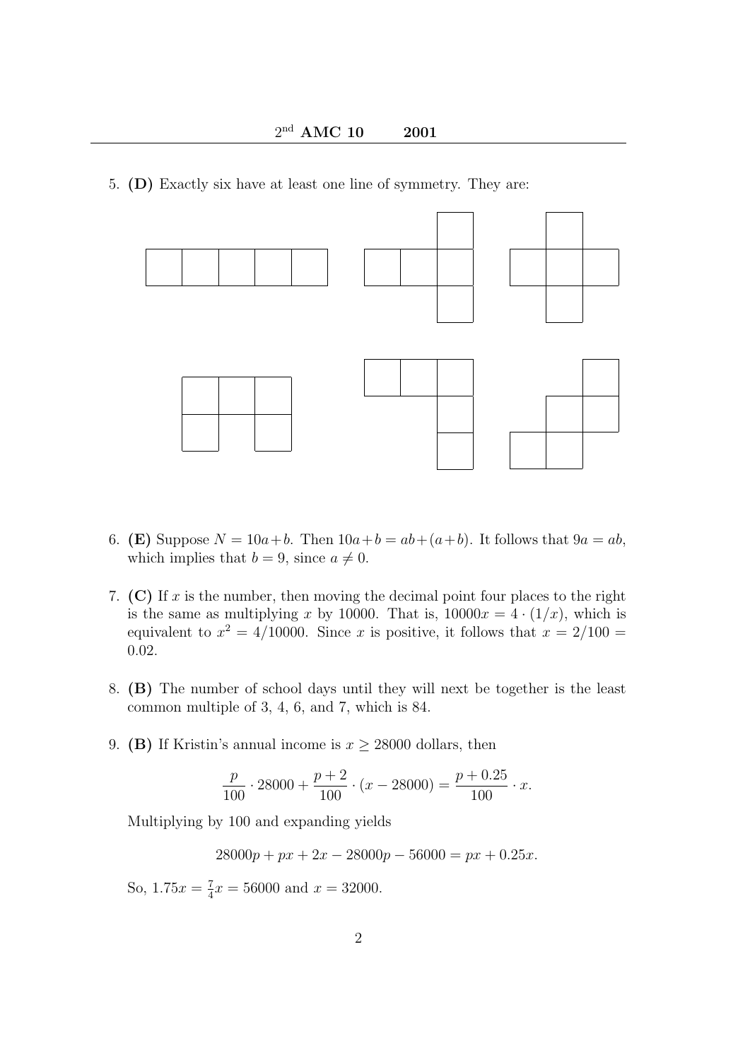5. **(D)** Exactly six have at least one line of symmetry. They are:

6. **(E)** Suppose $N = 10a+b$. Then $10a+b = ab+(a+b)$. It follows that $9a = ab$, which implies that $b = 9$, since $a \neq 0$.

7. **(C)** If $x$ is the number, then moving the decimal point four places to the right is the same as multiplying $x$ by 10000. That is, $10000x = 4 \cdot (1/x)$, which is equivalent to $x^2 = 4/10000$. Since $x$ is positive, it follows that $x = 2/100 = 0.02$.

8. **(B)** The number of school days until they will next be together is the least common multiple of 3, 4, 6, and 7, which is 84.

9. **(B)** If Kristin's annual income is $x \geq 28000$ dollars, then

$$\frac{p}{100} \cdot 28000 + \frac{p+2}{100} \cdot (x - 28000) = \frac{p+0.25}{100} \cdot x.$$

Multiplying by 100 and expanding yields

$$28000p + px + 2x - 28000p - 56000 = px + 0.25x.$$

So, $1.75x = \frac{7}{4}x = 56000$ and $x = 32000$.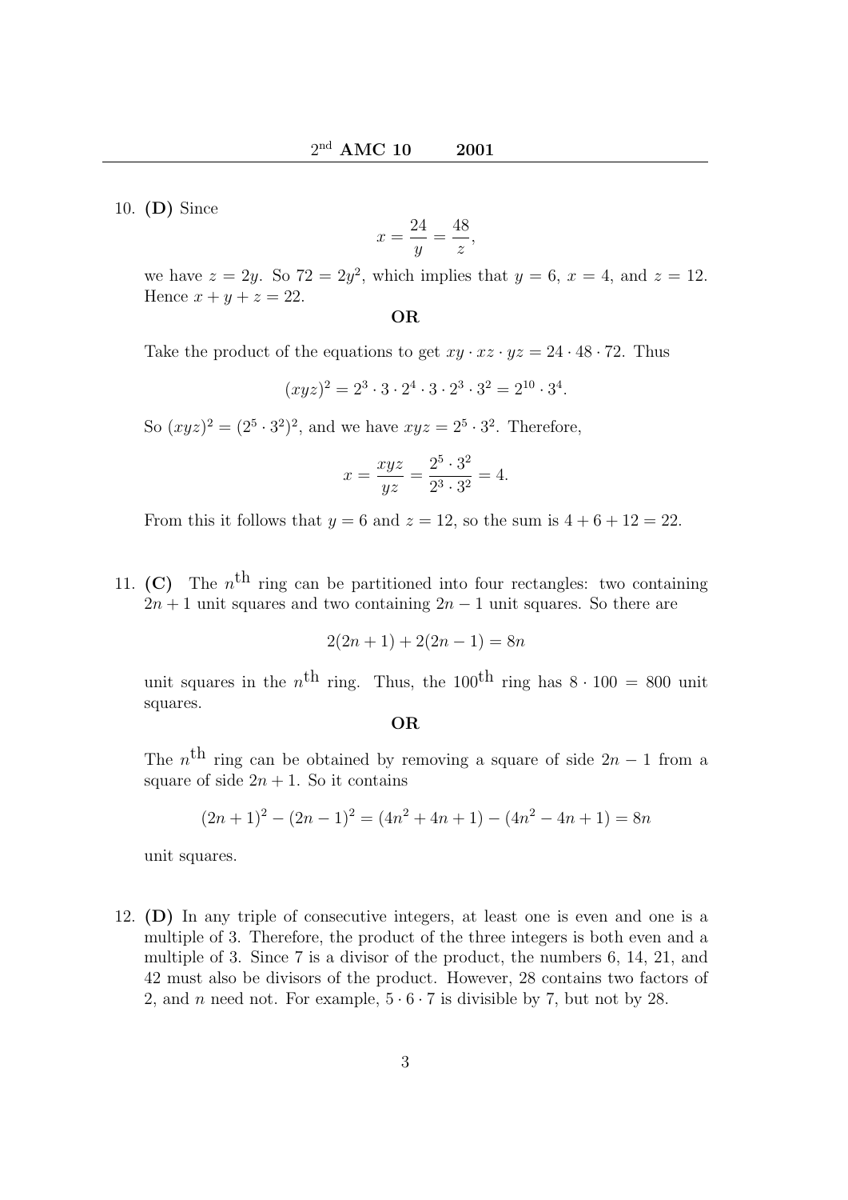10. **(D)** Since

$$x = \frac{24}{y} = \frac{48}{z},$$

we have $z = 2y$. So $72 = 2y^2$, which implies that $y = 6$, $x = 4$, and $z = 12$. Hence $x + y + z = 22$.

**OR**

Take the product of the equations to get $xy \cdot xz \cdot yz = 24 \cdot 48 \cdot 72$. Thus

$$(xyz)^2 = 2^3 \cdot 3 \cdot 2^4 \cdot 3 \cdot 2^3 \cdot 3^2 = 2^{10} \cdot 3^4.$$

So $(xyz)^2 = (2^5 \cdot 3^2)^2$, and we have $xyz = 2^5 \cdot 3^2$. Therefore,

$$x = \frac{xyz}{yz} = \frac{2^5 \cdot 3^2}{2^3 \cdot 3^2} = 4.$$

From this it follows that $y = 6$ and $z = 12$, so the sum is $4 + 6 + 12 = 22$.

11. **(C)** The $n^{\text{th}}$ ring can be partitioned into four rectangles: two containing $2n + 1$ unit squares and two containing $2n - 1$ unit squares. So there are

$$2(2n + 1) + 2(2n - 1) = 8n$$

unit squares in the $n^{\text{th}}$ ring. Thus, the $100^{\text{th}}$ ring has $8 \cdot 100 = 800$ unit squares.

**OR**

The $n^{\text{th}}$ ring can be obtained by removing a square of side $2n - 1$ from a square of side $2n + 1$. So it contains

$$(2n + 1)^2 - (2n - 1)^2 = (4n^2 + 4n + 1) - (4n^2 - 4n + 1) = 8n$$

unit squares.

12. **(D)** In any triple of consecutive integers, at least one is even and one is a multiple of 3. Therefore, the product of the three integers is both even and a multiple of 3. Since 7 is a divisor of the product, the numbers 6, 14, 21, and 42 must also be divisors of the product. However, 28 contains two factors of 2, and $n$ need not. For example, $5 \cdot 6 \cdot 7$ is divisible by 7, but not by 28.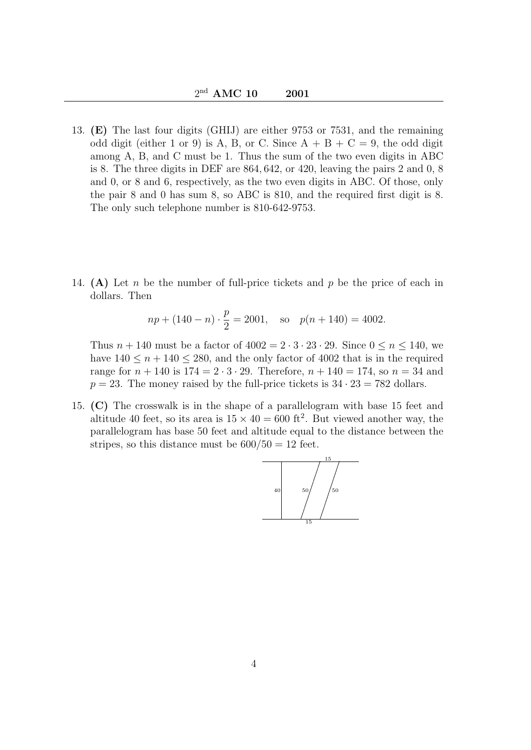13. **(E)** The last four digits (GHIJ) are either 9753 or 7531, and the remaining odd digit (either 1 or 9) is A, B, or C. Since A + B + C = 9, the odd digit among A, B, and C must be 1. Thus the sum of the two even digits in ABC is 8. The three digits in DEF are 864, 642, or 420, leaving the pairs 2 and 0, 8 and 0, or 8 and 6, respectively, as the two even digits in ABC. Of those, only the pair 8 and 0 has sum 8, so ABC is 810, and the required first digit is 8. The only such telephone number is 810-642-9753.

14. **(A)** Let $n$ be the number of full-price tickets and $p$ be the price of each in dollars. Then

$$np + (140 - n) \cdot \frac{p}{2} = 2001, \quad \text{so} \quad p(n + 140) = 4002.$$

Thus $n + 140$ must be a factor of $4002 = 2 \cdot 3 \cdot 23 \cdot 29$. Since $0 \le n \le 140$, we have $140 \le n + 140 \le 280$, and the only factor of 4002 that is in the required range for $n + 140$ is $174 = 2 \cdot 3 \cdot 29$. Therefore, $n + 140 = 174$, so $n = 34$ and $p = 23$. The money raised by the full-price tickets is $34 \cdot 23 = 782$ dollars.

15. **(C)** The crosswalk is in the shape of a parallelogram with base 15 feet and altitude 40 feet, so its area is $15 \times 40 = 600$ ft$^2$. But viewed another way, the parallelogram has base 50 feet and altitude equal to the distance between the stripes, so this distance must be $600/50 = 12$ feet.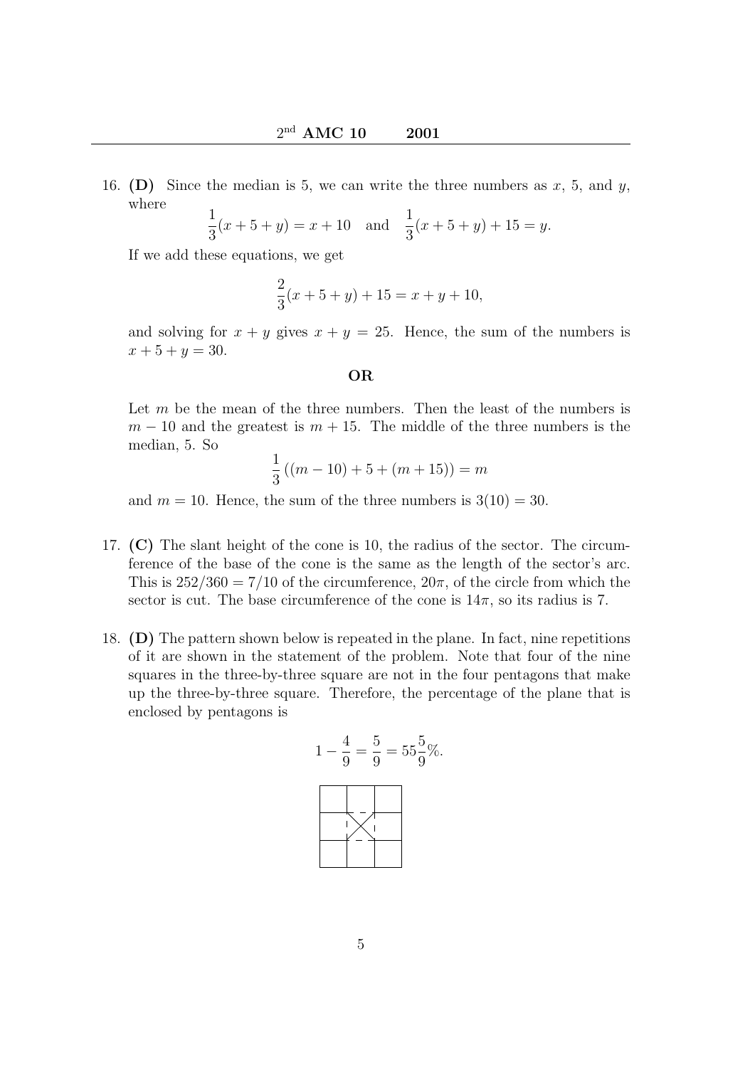16. **(D)** Since the median is 5, we can write the three numbers as $x$, 5, and $y$, where

$$\frac{1}{3}(x+5+y) = x+10 \quad \text{and} \quad \frac{1}{3}(x+5+y)+15 = y.$$

If we add these equations, we get

$$\frac{2}{3}(x+5+y)+15 = x+y+10,$$

and solving for $x+y$ gives $x+y=25$. Hence, the sum of the numbers is $x+5+y=30$.

**OR**

Let $m$ be the mean of the three numbers. Then the least of the numbers is $m-10$ and the greatest is $m+15$. The middle of the three numbers is the median, 5. So

$$\frac{1}{3}\left((m-10)+5+(m+15)\right) = m$$

and $m=10$. Hence, the sum of the three numbers is $3(10)=30$.

17. **(C)** The slant height of the cone is 10, the radius of the sector. The circumference of the base of the cone is the same as the length of the sector's arc. This is $252/360 = 7/10$ of the circumference, $20\pi$, of the circle from which the sector is cut. The base circumference of the cone is $14\pi$, so its radius is 7.

18. **(D)** The pattern shown below is repeated in the plane. In fact, nine repetitions of it are shown in the statement of the problem. Note that four of the nine squares in the three-by-three square are not in the four pentagons that make up the three-by-three square. Therefore, the percentage of the plane that is enclosed by pentagons is

$$1 - \frac{4}{9} = \frac{5}{9} = 55\frac{5}{9}\%.$$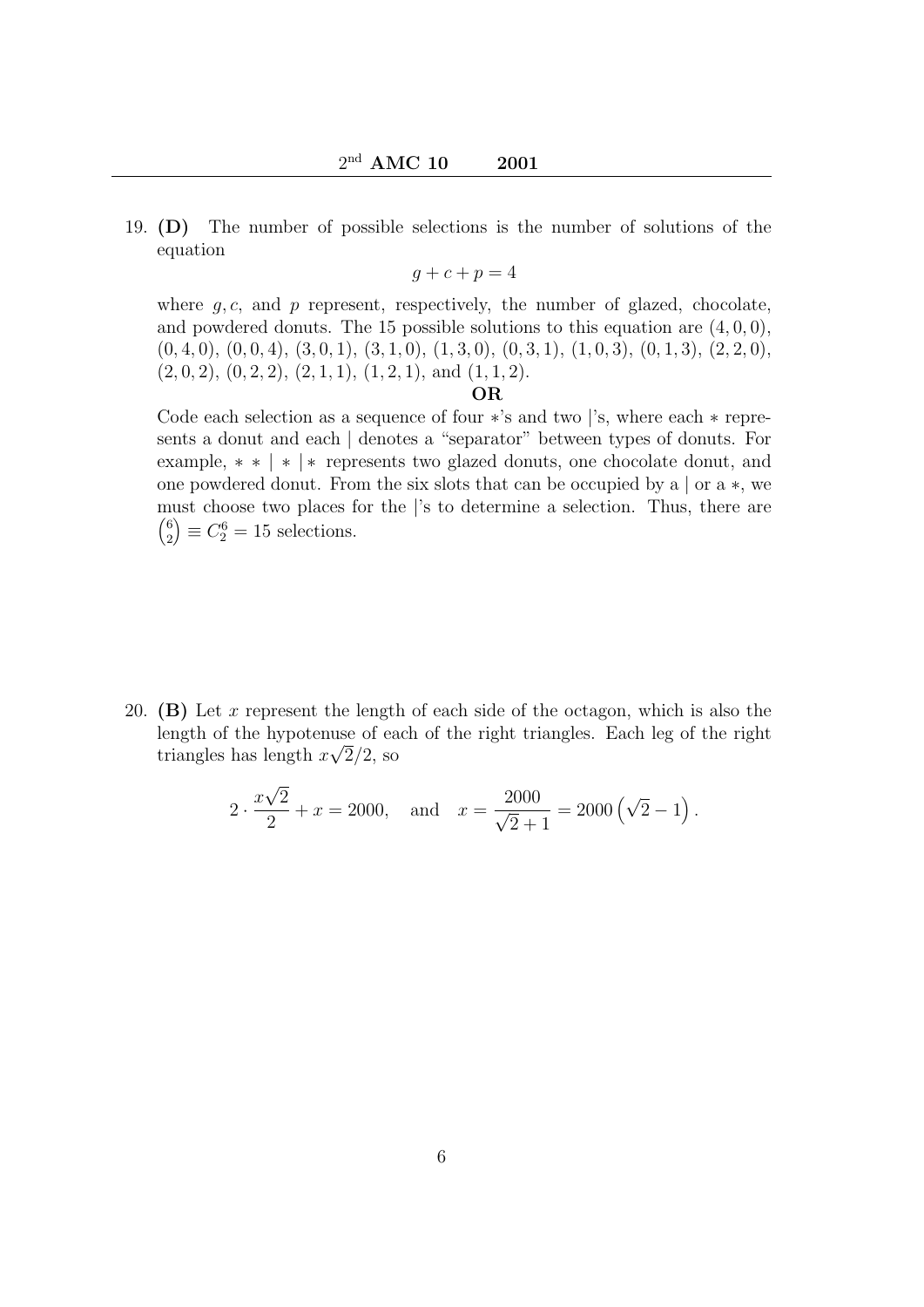19. **(D)** The number of possible selections is the number of solutions of the equation

$$g + c + p = 4$$

where $g, c$, and $p$ represent, respectively, the number of glazed, chocolate, and powdered donuts. The 15 possible solutions to this equation are $(4, 0, 0)$, $(0, 4, 0)$, $(0, 0, 4)$, $(3, 0, 1)$, $(3, 1, 0)$, $(1, 3, 0)$, $(0, 3, 1)$, $(1, 0, 3)$, $(0, 1, 3)$, $(2, 2, 0)$, $(2, 0, 2)$, $(0, 2, 2)$, $(2, 1, 1)$, $(1, 2, 1)$, and $(1, 1, 2)$.

**OR**

Code each selection as a sequence of four $*$'s and two $|$'s, where each $*$ represents a donut and each $|$ denotes a "separator" between types of donuts. For example, $* * \mid * \mid *$ represents two glazed donuts, one chocolate donut, and one powdered donut. From the six slots that can be occupied by a $|$ or a $*$, we must choose two places for the $|$'s to determine a selection. Thus, there are $\binom{6}{2} \equiv C_2^6 = 15$ selections.

20. **(B)** Let $x$ represent the length of each side of the octagon, which is also the length of the hypotenuse of each of the right triangles. Each leg of the right triangles has length $x\sqrt{2}/2$, so

$$2 \cdot \frac{x\sqrt{2}}{2} + x = 2000, \quad \text{and} \quad x = \frac{2000}{\sqrt{2}+1} = 2000\left(\sqrt{2} - 1\right).$$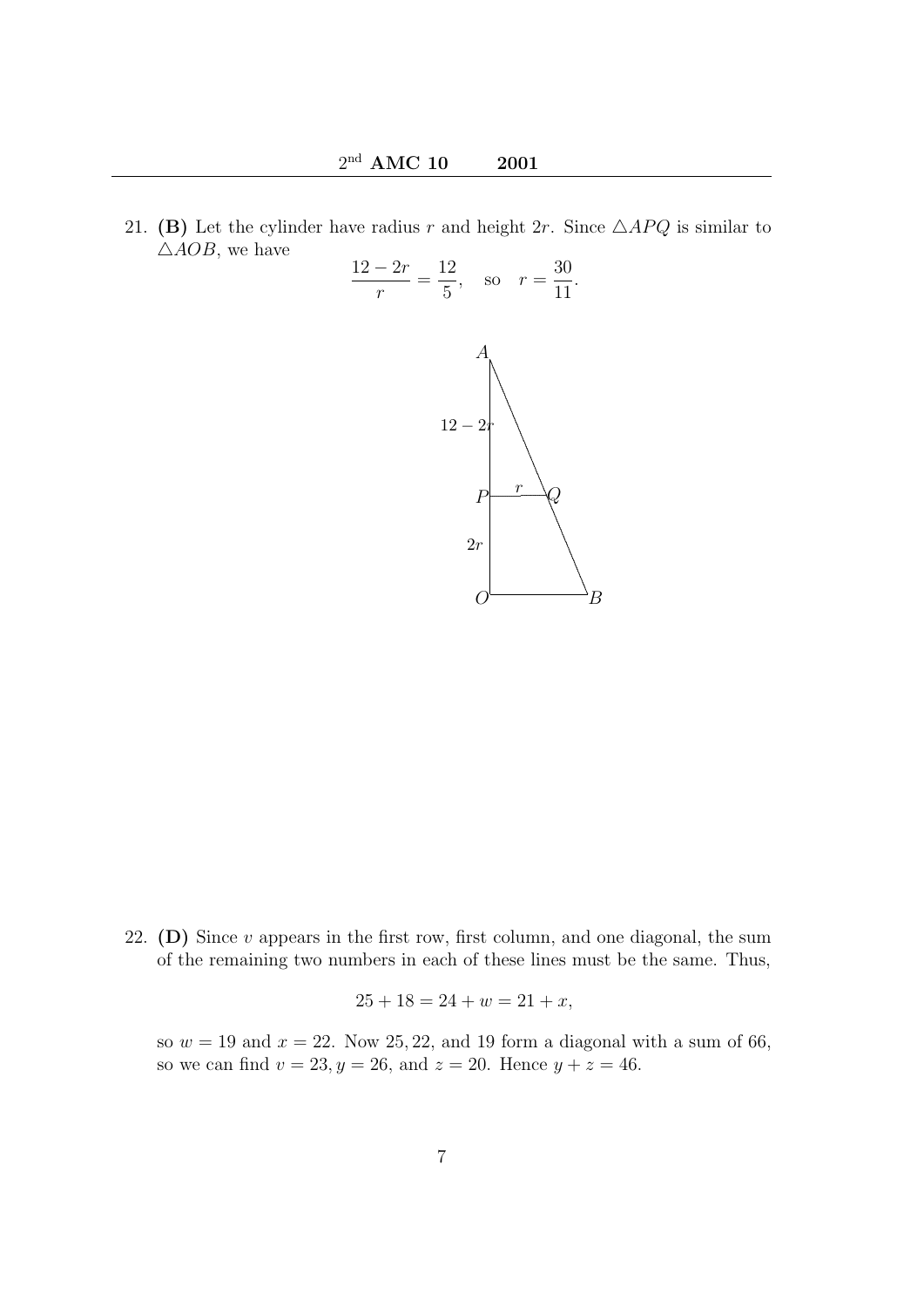21. **(B)** Let the cylinder have radius $r$ and height $2r$. Since $\triangle APQ$ is similar to $\triangle AOB$, we have

$$\frac{12-2r}{r} = \frac{12}{5}, \quad \text{so} \quad r = \frac{30}{11}.$$

22. **(D)** Since $v$ appears in the first row, first column, and one diagonal, the sum of the remaining two numbers in each of these lines must be the same. Thus,

$$25 + 18 = 24 + w = 21 + x,$$

so $w = 19$ and $x = 22$. Now $25, 22$, and $19$ form a diagonal with a sum of 66, so we can find $v = 23, y = 26$, and $z = 20$. Hence $y + z = 46$.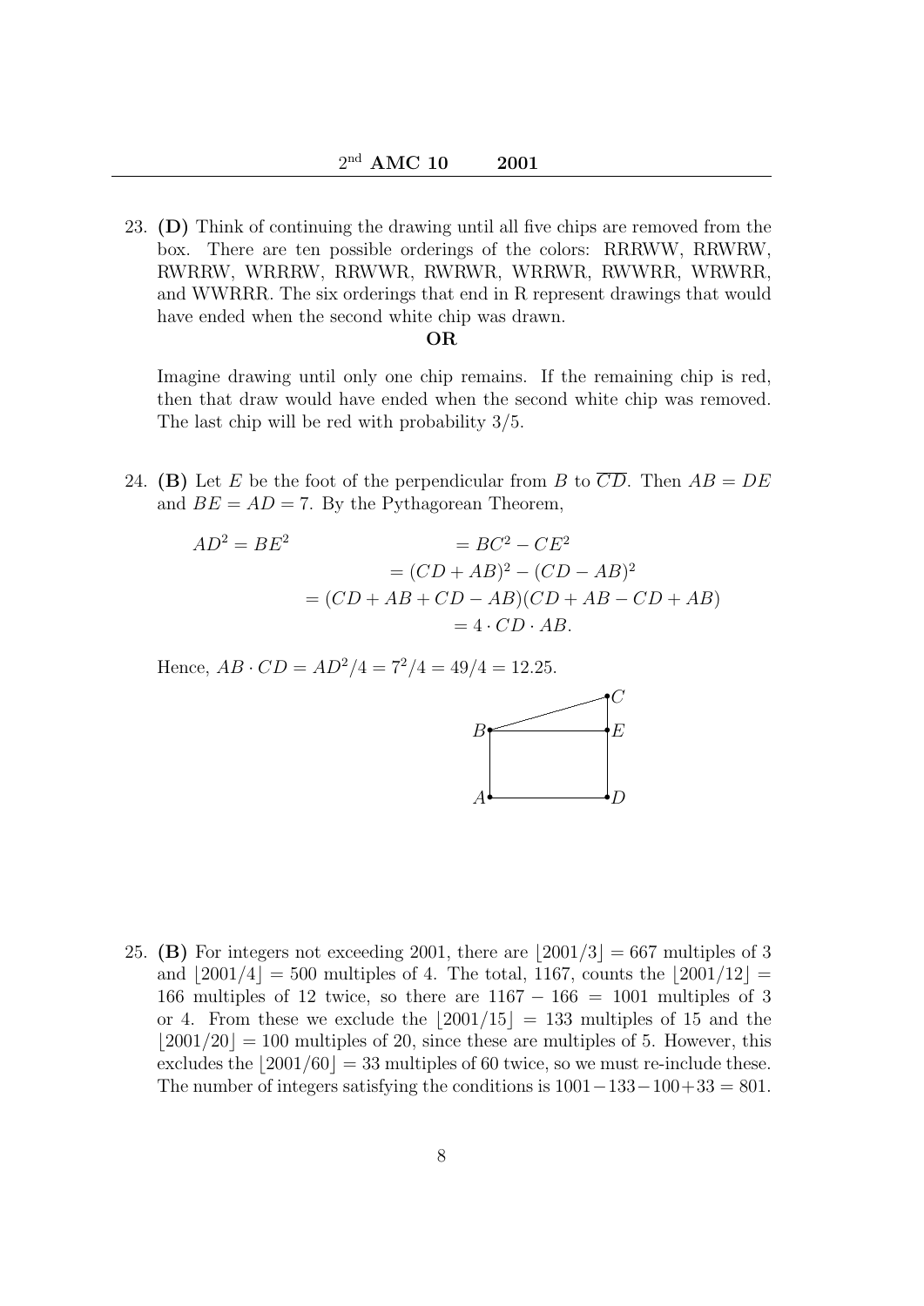23. **(D)** Think of continuing the drawing until all five chips are removed from the box. There are ten possible orderings of the colors: RRRWW, RRWRW, RWRRW, WRRRW, RRWWR, RWRWR, WRRWR, RWWRR, WRWRR, and WWRRR. The six orderings that end in R represent drawings that would have ended when the second white chip was drawn.

**OR**

Imagine drawing until only one chip remains. If the remaining chip is red, then that draw would have ended when the second white chip was removed. The last chip will be red with probability 3/5.

24. **(B)** Let $E$ be the foot of the perpendicular from $B$ to $\overline{CD}$. Then $AB = DE$ and $BE = AD = 7$. By the Pythagorean Theorem,

$$
\begin{aligned}
AD^2 = BE^2 &= BC^2 - CE^2 \\
&= (CD + AB)^2 - (CD - AB)^2 \\
&= (CD + AB + CD - AB)(CD + AB - CD + AB) \\
&= 4 \cdot CD \cdot AB.
\end{aligned}
$$

Hence, $AB \cdot CD = AD^2/4 = 7^2/4 = 49/4 = 12.25$.

C
B E
A D

25. **(B)** For integers not exceeding 2001, there are $\lfloor 2001/3 \rfloor = 667$ multiples of 3 and $\lfloor 2001/4 \rfloor = 500$ multiples of 4. The total, 1167, counts the $\lfloor 2001/12 \rfloor = 166$ multiples of 12 twice, so there are $1167 - 166 = 1001$ multiples of 3 or 4. From these we exclude the $\lfloor 2001/15 \rfloor = 133$ multiples of 15 and the $\lfloor 2001/20 \rfloor = 100$ multiples of 20, since these are multiples of 5. However, this excludes the $\lfloor 2001/60 \rfloor = 33$ multiples of 60 twice, so we must re-include these. The number of integers satisfying the conditions is $1001 - 133 - 100 + 33 = 801$.